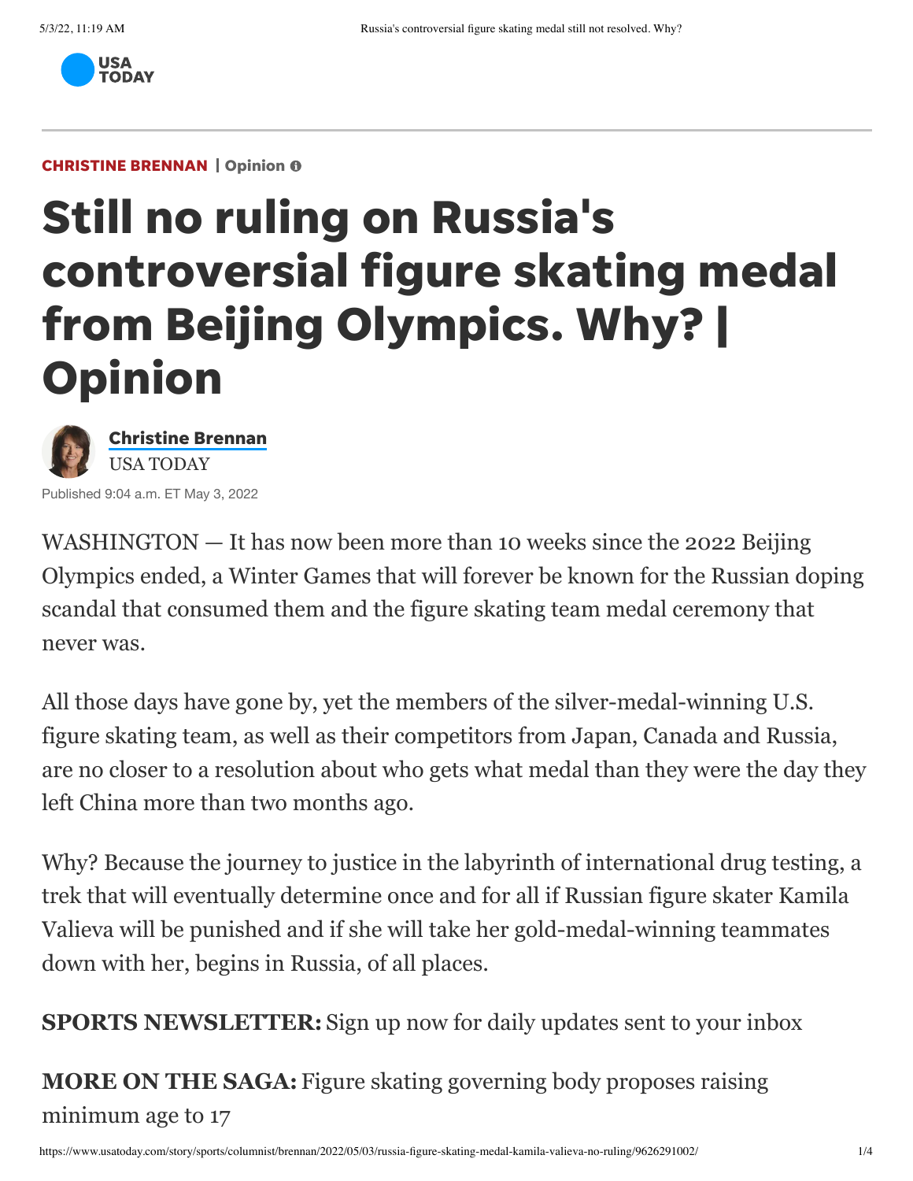**CHRISTINE BRENNAN** | Opinion

# Still no ruling on Russia's controversial figure skating medal from Beijing Olympics. Why? | Opinion

**Christine Brennan**
USA TODAY

Published 9:04 a.m. ET May 3, 2022

WASHINGTON — It has now been more than 10 weeks since the 2022 Beijing Olympics ended, a Winter Games that will forever be known for the Russian doping scandal that consumed them and the figure skating team medal ceremony that never was.

All those days have gone by, yet the members of the silver-medal-winning U.S. figure skating team, as well as their competitors from Japan, Canada and Russia, are no closer to a resolution about who gets what medal than they were the day they left China more than two months ago.

Why? Because the journey to justice in the labyrinth of international drug testing, a trek that will eventually determine once and for all if Russian figure skater Kamila Valieva will be punished and if she will take her gold-medal-winning teammates down with her, begins in Russia, of all places.

**SPORTS NEWSLETTER:** Sign up now for daily updates sent to your inbox

**MORE ON THE SAGA:** Figure skating governing body proposes raising minimum age to 17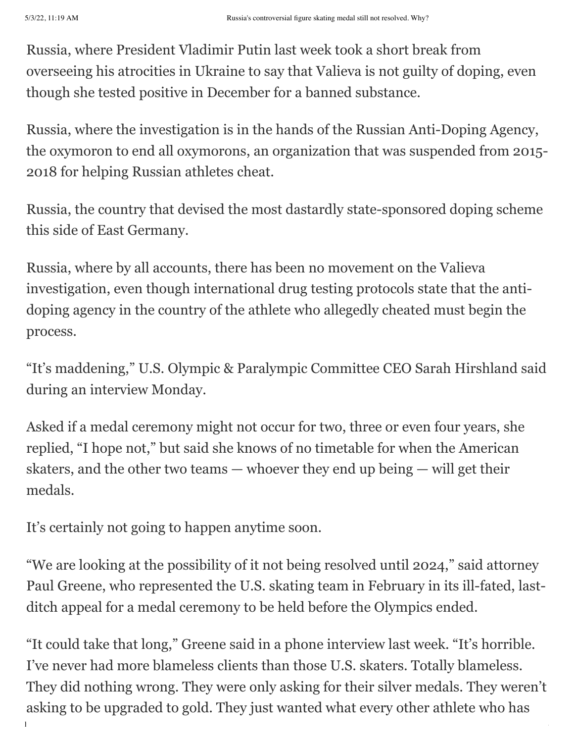Russia, where President Vladimir Putin last week took a short break from overseeing his atrocities in Ukraine to say that Valieva is not guilty of doping, even though she tested positive in December for a banned substance.

Russia, where the investigation is in the hands of the Russian Anti-Doping Agency, the oxymoron to end all oxymorons, an organization that was suspended from 2015-2018 for helping Russian athletes cheat.

Russia, the country that devised the most dastardly state-sponsored doping scheme this side of East Germany.

Russia, where by all accounts, there has been no movement on the Valieva investigation, even though international drug testing protocols state that the anti-doping agency in the country of the athlete who allegedly cheated must begin the process.

“It’s maddening,” U.S. Olympic & Paralympic Committee CEO Sarah Hirshland said during an interview Monday.

Asked if a medal ceremony might not occur for two, three or even four years, she replied, “I hope not,” but said she knows of no timetable for when the American skaters, and the other two teams — whoever they end up being — will get their medals.

It’s certainly not going to happen anytime soon.

“We are looking at the possibility of it not being resolved until 2024,” said attorney Paul Greene, who represented the U.S. skating team in February in its ill-fated, last-ditch appeal for a medal ceremony to be held before the Olympics ended.

“It could take that long,” Greene said in a phone interview last week. “It’s horrible. I’ve never had more blameless clients than those U.S. skaters. Totally blameless. They did nothing wrong. They were only asking for their silver medals. They weren’t asking to be upgraded to gold. They just wanted what every other athlete who has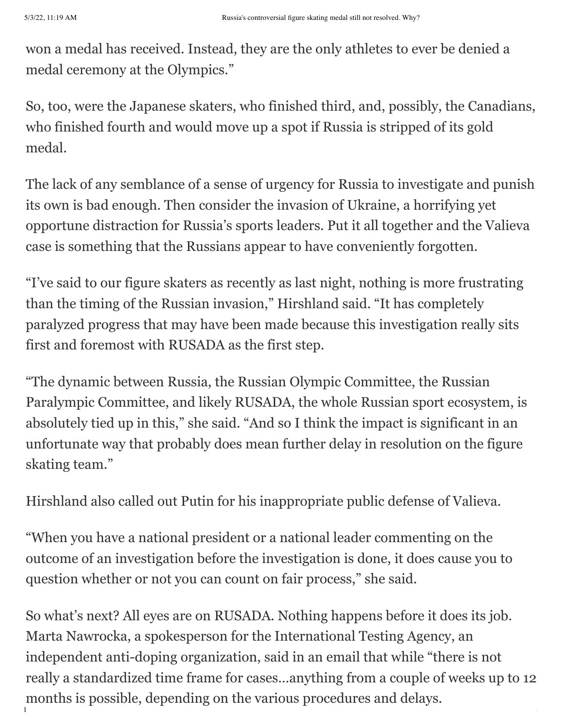won a medal has received. Instead, they are the only athletes to ever be denied a medal ceremony at the Olympics."

So, too, were the Japanese skaters, who finished third, and, possibly, the Canadians, who finished fourth and would move up a spot if Russia is stripped of its gold medal.

The lack of any semblance of a sense of urgency for Russia to investigate and punish its own is bad enough. Then consider the invasion of Ukraine, a horrifying yet opportune distraction for Russia's sports leaders. Put it all together and the Valieva case is something that the Russians appear to have conveniently forgotten.

"I've said to our figure skaters as recently as last night, nothing is more frustrating than the timing of the Russian invasion," Hirshland said. "It has completely paralyzed progress that may have been made because this investigation really sits first and foremost with RUSADA as the first step.

"The dynamic between Russia, the Russian Olympic Committee, the Russian Paralympic Committee, and likely RUSADA, the whole Russian sport ecosystem, is absolutely tied up in this," she said. "And so I think the impact is significant in an unfortunate way that probably does mean further delay in resolution on the figure skating team."

Hirshland also called out Putin for his inappropriate public defense of Valieva.

"When you have a national president or a national leader commenting on the outcome of an investigation before the investigation is done, it does cause you to question whether or not you can count on fair process," she said.

So what's next? All eyes are on RUSADA. Nothing happens before it does its job. Marta Nawrocka, a spokesperson for the International Testing Agency, an independent anti-doping organization, said in an email that while "there is not really a standardized time frame for cases…anything from a couple of weeks up to 12 months is possible, depending on the various procedures and delays.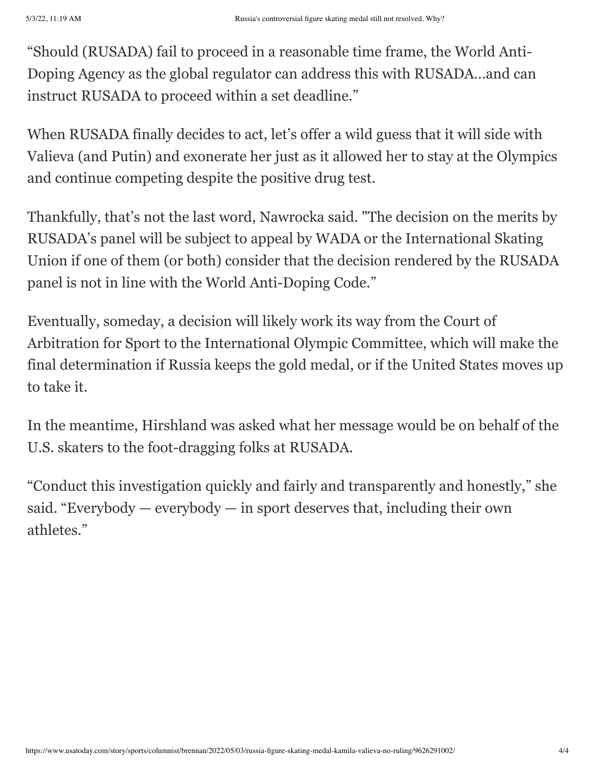“Should (RUSADA) fail to proceed in a reasonable time frame, the World Anti-Doping Agency as the global regulator can address this with RUSADA…and can instruct RUSADA to proceed within a set deadline.”

When RUSADA finally decides to act, let’s offer a wild guess that it will side with Valieva (and Putin) and exonerate her just as it allowed her to stay at the Olympics and continue competing despite the positive drug test.

Thankfully, that’s not the last word, Nawrocka said. "The decision on the merits by RUSADA’s panel will be subject to appeal by WADA or the International Skating Union if one of them (or both) consider that the decision rendered by the RUSADA panel is not in line with the World Anti-Doping Code.”

Eventually, someday, a decision will likely work its way from the Court of Arbitration for Sport to the International Olympic Committee, which will make the final determination if Russia keeps the gold medal, or if the United States moves up to take it.

In the meantime, Hirshland was asked what her message would be on behalf of the U.S. skaters to the foot-dragging folks at RUSADA.

“Conduct this investigation quickly and fairly and transparently and honestly,” she said. “Everybody — everybody — in sport deserves that, including their own athletes.”